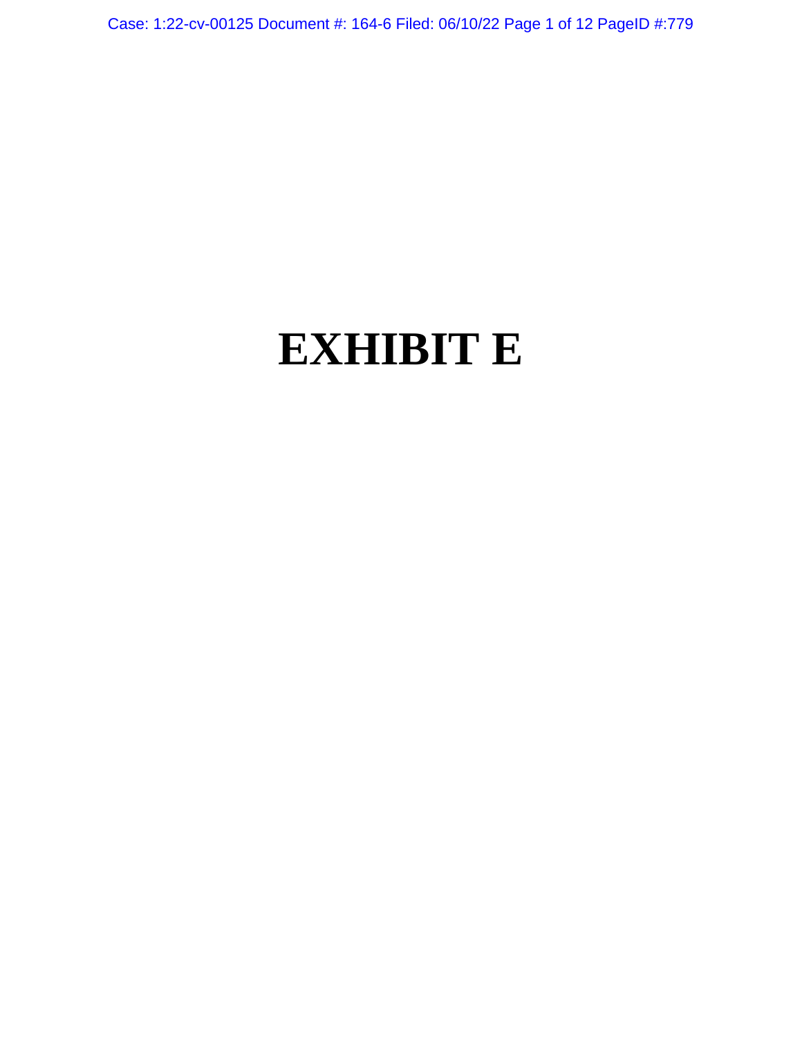# EXHIBIT E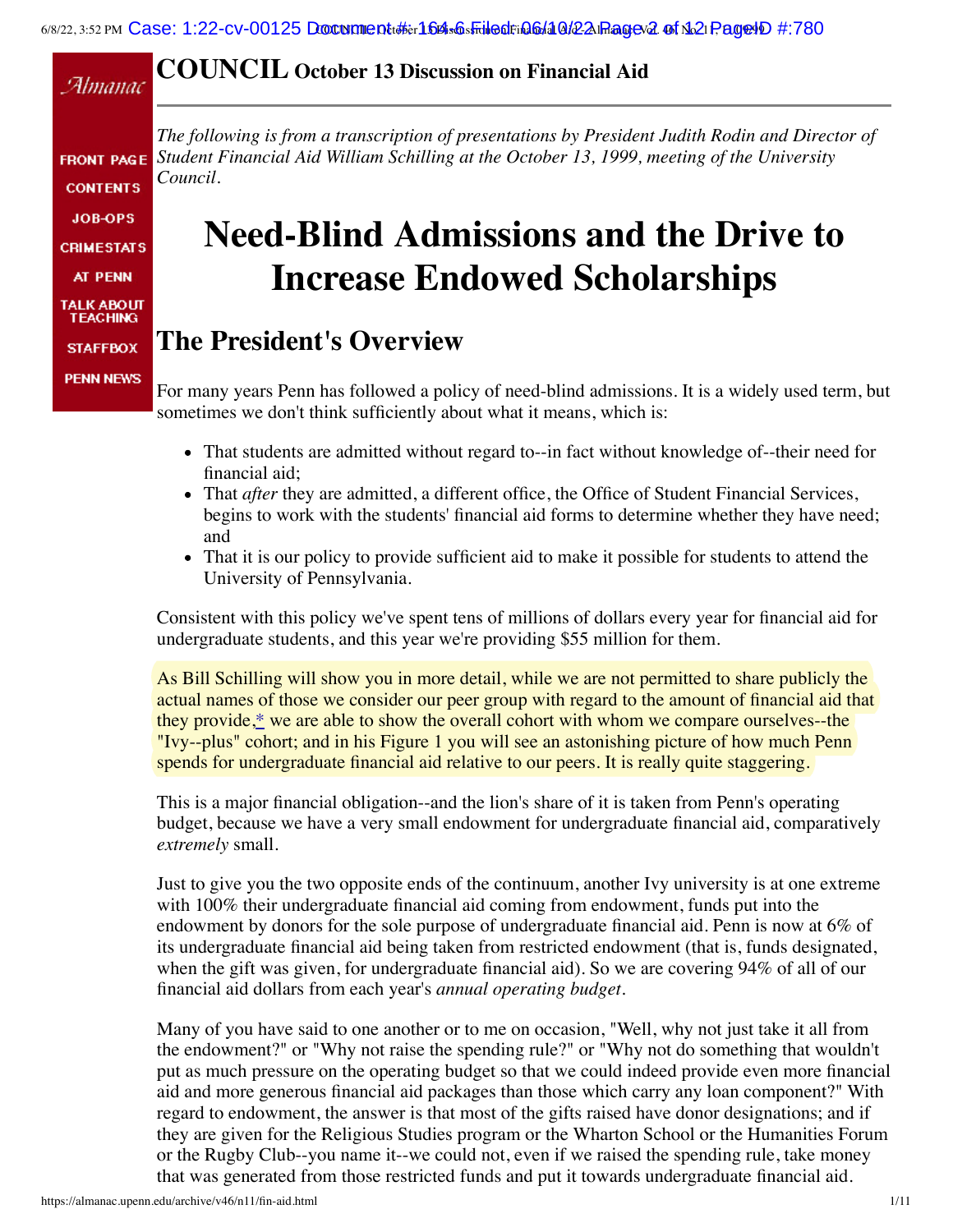# COUNCIL October 13 Discussion on Financial Aid

*The following is from a transcription of presentations by President Judith Rodin and Director of Student Financial Aid William Schilling at the October 13, 1999, meeting of the University Council.*

# Need-Blind Admissions and the Drive to Increase Endowed Scholarships

## The President's Overview

For many years Penn has followed a policy of need-blind admissions. It is a widely used term, but sometimes we don't think sufficiently about what it means, which is:

- That students are admitted without regard to--in fact without knowledge of--their need for financial aid;
- That *after* they are admitted, a different office, the Office of Student Financial Services, begins to work with the students' financial aid forms to determine whether they have need; and
- That it is our policy to provide sufficient aid to make it possible for students to attend the University of Pennsylvania.

Consistent with this policy we've spent tens of millions of dollars every year for financial aid for undergraduate students, and this year we're providing $55 million for them.

As Bill Schilling will show you in more detail, while we are not permitted to share publicly the actual names of those we consider our peer group with regard to the amount of financial aid that they provide,* we are able to show the overall cohort with whom we compare ourselves--the "Ivy--plus" cohort; and in his Figure 1 you will see an astonishing picture of how much Penn spends for undergraduate financial aid relative to our peers. It is really quite staggering.

This is a major financial obligation--and the lion's share of it is taken from Penn's operating budget, because we have a very small endowment for undergraduate financial aid, comparatively *extremely* small.

Just to give you the two opposite ends of the continuum, another Ivy university is at one extreme with 100% their undergraduate financial aid coming from endowment, funds put into the endowment by donors for the sole purpose of undergraduate financial aid. Penn is now at 6% of its undergraduate financial aid being taken from restricted endowment (that is, funds designated, when the gift was given, for undergraduate financial aid). So we are covering 94% of all of our financial aid dollars from each year's *annual operating budget*.

Many of you have said to one another or to me on occasion, "Well, why not just take it all from the endowment?" or "Why not raise the spending rule?" or "Why not do something that wouldn't put as much pressure on the operating budget so that we could indeed provide even more financial aid and more generous financial aid packages than those which carry any loan component?" With regard to endowment, the answer is that most of the gifts raised have donor designations; and if they are given for the Religious Studies program or the Wharton School or the Humanities Forum or the Rugby Club--you name it--we could not, even if we raised the spending rule, take money that was generated from those restricted funds and put it towards undergraduate financial aid.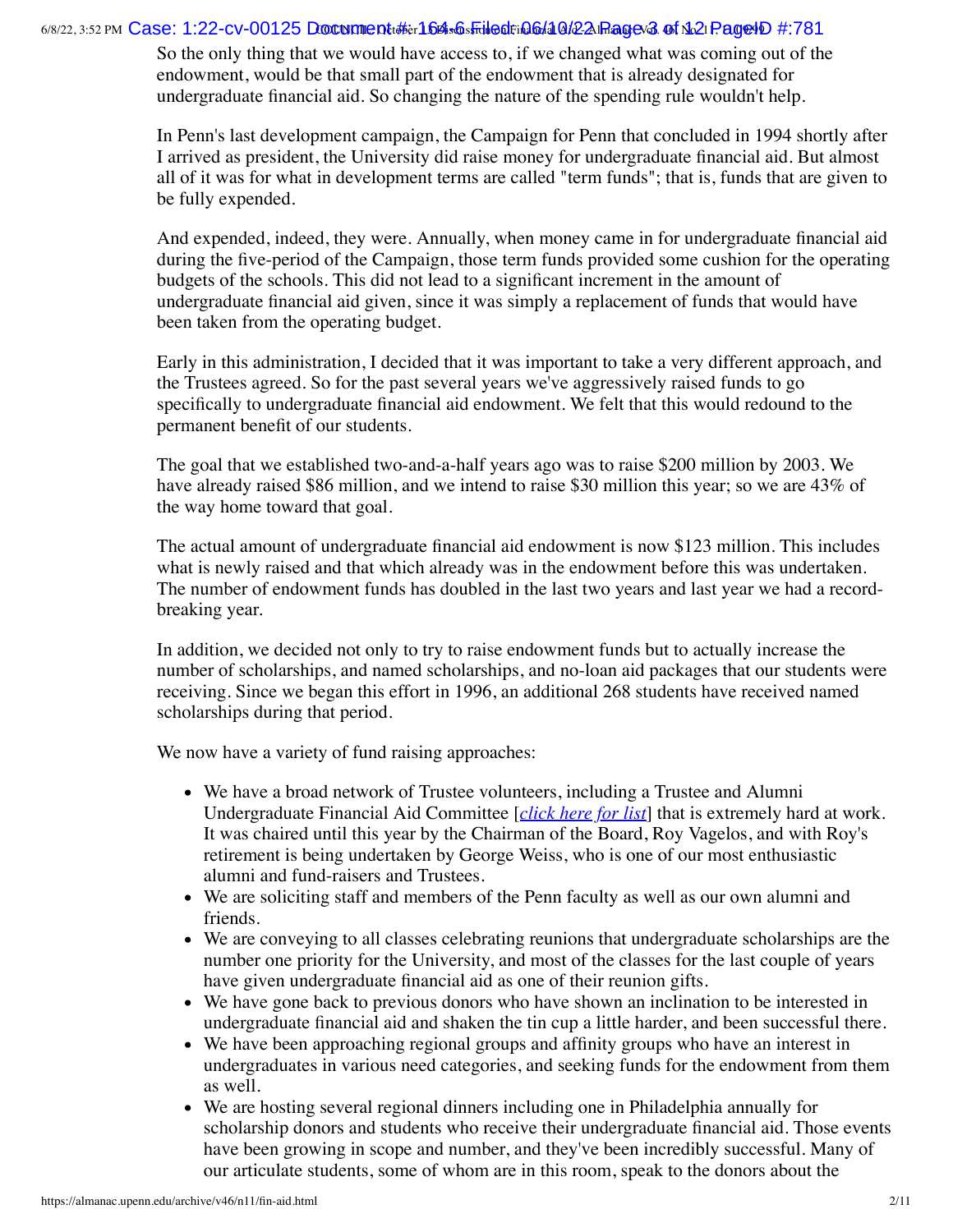So the only thing that we would have access to, if we changed what was coming out of the endowment, would be that small part of the endowment that is already designated for undergraduate financial aid. So changing the nature of the spending rule wouldn't help.

In Penn's last development campaign, the Campaign for Penn that concluded in 1994 shortly after I arrived as president, the University did raise money for undergraduate financial aid. But almost all of it was for what in development terms are called "term funds"; that is, funds that are given to be fully expended.

And expended, indeed, they were. Annually, when money came in for undergraduate financial aid during the five-period of the Campaign, those term funds provided some cushion for the operating budgets of the schools. This did not lead to a significant increment in the amount of undergraduate financial aid given, since it was simply a replacement of funds that would have been taken from the operating budget.

Early in this administration, I decided that it was important to take a very different approach, and the Trustees agreed. So for the past several years we've aggressively raised funds to go specifically to undergraduate financial aid endowment. We felt that this would redound to the permanent benefit of our students.

The goal that we established two-and-a-half years ago was to raise $200 million by 2003. We have already raised $86 million, and we intend to raise $30 million this year; so we are 43% of the way home toward that goal.

The actual amount of undergraduate financial aid endowment is now $123 million. This includes what is newly raised and that which already was in the endowment before this was undertaken. The number of endowment funds has doubled in the last two years and last year we had a record-breaking year.

In addition, we decided not only to try to raise endowment funds but to actually increase the number of scholarships, and named scholarships, and no-loan aid packages that our students were receiving. Since we began this effort in 1996, an additional 268 students have received named scholarships during that period.

We now have a variety of fund raising approaches:

- We have a broad network of Trustee volunteers, including a Trustee and Alumni Undergraduate Financial Aid Committee [*click here for list*] that is extremely hard at work. It was chaired until this year by the Chairman of the Board, Roy Vagelos, and with Roy's retirement is being undertaken by George Weiss, who is one of our most enthusiastic alumni and fund-raisers and Trustees.
- We are soliciting staff and members of the Penn faculty as well as our own alumni and friends.
- We are conveying to all classes celebrating reunions that undergraduate scholarships are the number one priority for the University, and most of the classes for the last couple of years have given undergraduate financial aid as one of their reunion gifts.
- We have gone back to previous donors who have shown an inclination to be interested in undergraduate financial aid and shaken the tin cup a little harder, and been successful there.
- We have been approaching regional groups and affinity groups who have an interest in undergraduates in various need categories, and seeking funds for the endowment from them as well.
- We are hosting several regional dinners including one in Philadelphia annually for scholarship donors and students who receive their undergraduate financial aid. Those events have been growing in scope and number, and they've been incredibly successful. Many of our articulate students, some of whom are in this room, speak to the donors about the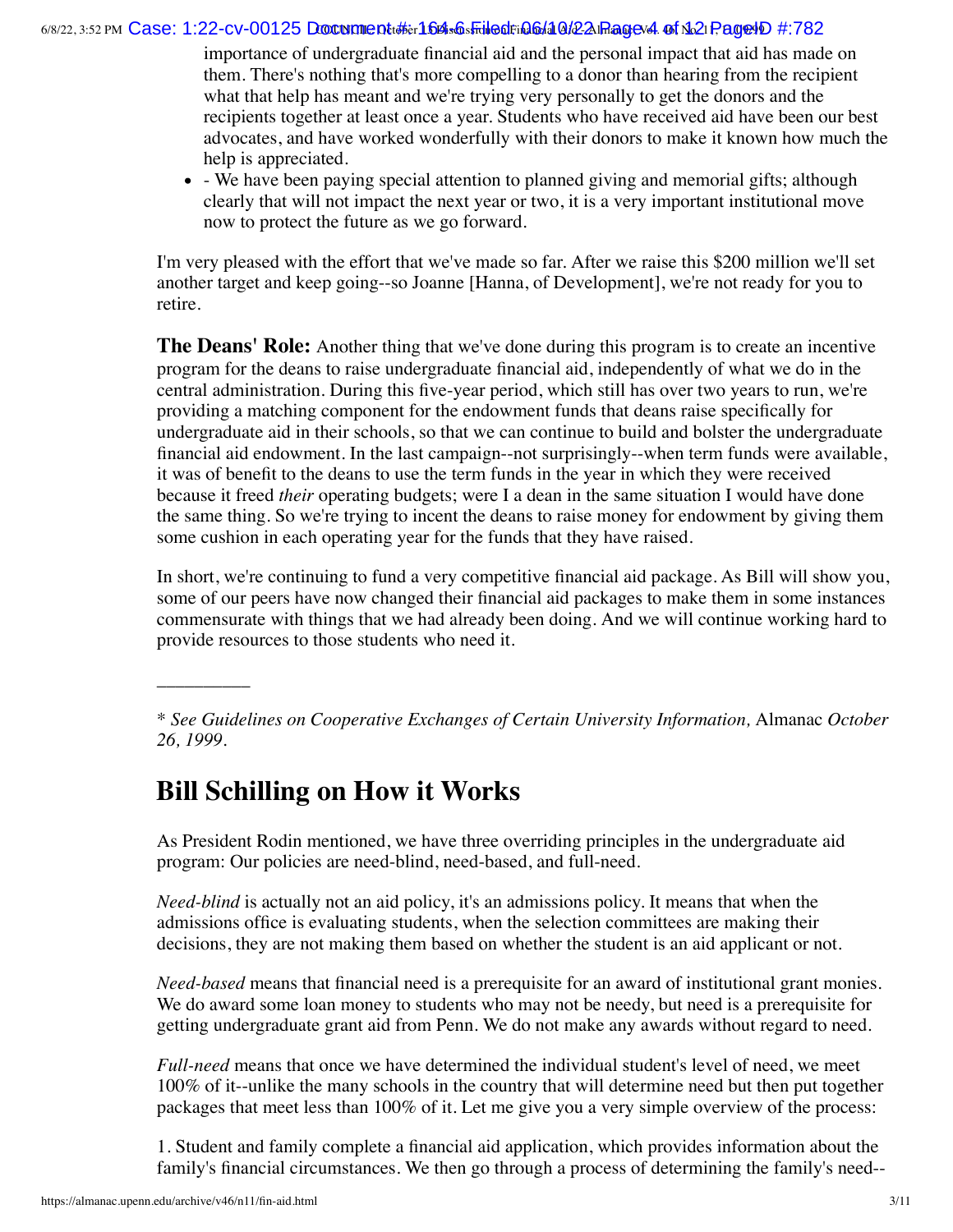importance of undergraduate financial aid and the personal impact that aid has made on them. There's nothing that's more compelling to a donor than hearing from the recipient what that help has meant and we're trying very personally to get the donors and the recipients together at least once a year. Students who have received aid have been our best advocates, and have worked wonderfully with their donors to make it known how much the help is appreciated.

- - We have been paying special attention to planned giving and memorial gifts; although clearly that will not impact the next year or two, it is a very important institutional move now to protect the future as we go forward.

I'm very pleased with the effort that we've made so far. After we raise this $200 million we'll set another target and keep going--so Joanne [Hanna, of Development], we're not ready for you to retire.

**The Deans' Role:** Another thing that we've done during this program is to create an incentive program for the deans to raise undergraduate financial aid, independently of what we do in the central administration. During this five-year period, which still has over two years to run, we're providing a matching component for the endowment funds that deans raise specifically for undergraduate aid in their schools, so that we can continue to build and bolster the undergraduate financial aid endowment. In the last campaign--not surprisingly--when term funds were available, it was of benefit to the deans to use the term funds in the year in which they were received because it freed *their* operating budgets; were I a dean in the same situation I would have done the same thing. So we're trying to incent the deans to raise money for endowment by giving them some cushion in each operating year for the funds that they have raised.

In short, we're continuing to fund a very competitive financial aid package. As Bill will show you, some of our peers have now changed their financial aid packages to make them in some instances commensurate with things that we had already been doing. And we will continue working hard to provide resources to those students who need it.

__________

* *See Guidelines on Cooperative Exchanges of Certain University Information,* Almanac *October 26, 1999*.

## Bill Schilling on How it Works

As President Rodin mentioned, we have three overriding principles in the undergraduate aid program: Our policies are need-blind, need-based, and full-need.

*Need-blind* is actually not an aid policy, it's an admissions policy. It means that when the admissions office is evaluating students, when the selection committees are making their decisions, they are not making them based on whether the student is an aid applicant or not.

*Need-based* means that financial need is a prerequisite for an award of institutional grant monies. We do award some loan money to students who may not be needy, but need is a prerequisite for getting undergraduate grant aid from Penn. We do not make any awards without regard to need.

*Full-need* means that once we have determined the individual student's level of need, we meet 100% of it--unlike the many schools in the country that will determine need but then put together packages that meet less than 100% of it. Let me give you a very simple overview of the process:

1. Student and family complete a financial aid application, which provides information about the family's financial circumstances. We then go through a process of determining the family's need--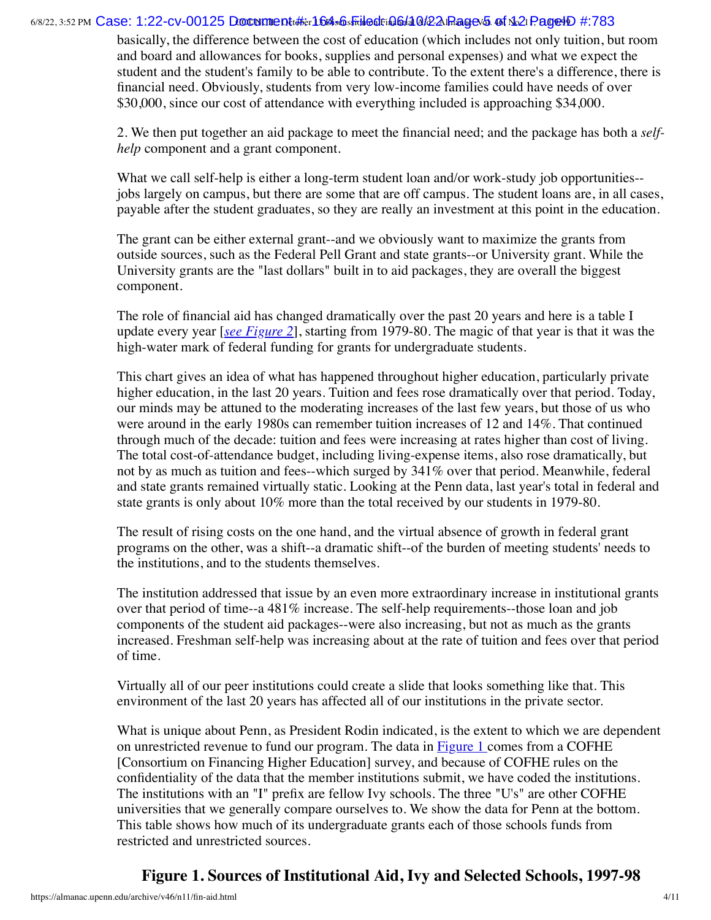basically, the difference between the cost of education (which includes not only tuition, but room and board and allowances for books, supplies and personal expenses) and what we expect the student and the student's family to be able to contribute. To the extent there's a difference, there is financial need. Obviously, students from very low-income families could have needs of over $30,000, since our cost of attendance with everything included is approaching $34,000.

2. We then put together an aid package to meet the financial need; and the package has both a *self-help* component and a grant component.

What we call self-help is either a long-term student loan and/or work-study job opportunities--jobs largely on campus, but there are some that are off campus. The student loans are, in all cases, payable after the student graduates, so they are really an investment at this point in the education.

The grant can be either external grant--and we obviously want to maximize the grants from outside sources, such as the Federal Pell Grant and state grants--or University grant. While the University grants are the "last dollars" built in to aid packages, they are overall the biggest component.

The role of financial aid has changed dramatically over the past 20 years and here is a table I update every year [*see Figure 2*], starting from 1979-80. The magic of that year is that it was the high-water mark of federal funding for grants for undergraduate students.

This chart gives an idea of what has happened throughout higher education, particularly private higher education, in the last 20 years. Tuition and fees rose dramatically over that period. Today, our minds may be attuned to the moderating increases of the last few years, but those of us who were around in the early 1980s can remember tuition increases of 12 and 14%. That continued through much of the decade: tuition and fees were increasing at rates higher than cost of living. The total cost-of-attendance budget, including living-expense items, also rose dramatically, but not by as much as tuition and fees--which surged by 341% over that period. Meanwhile, federal and state grants remained virtually static. Looking at the Penn data, last year's total in federal and state grants is only about 10% more than the total received by our students in 1979-80.

The result of rising costs on the one hand, and the virtual absence of growth in federal grant programs on the other, was a shift--a dramatic shift--of the burden of meeting students' needs to the institutions, and to the students themselves.

The institution addressed that issue by an even more extraordinary increase in institutional grants over that period of time--a 481% increase. The self-help requirements--those loan and job components of the student aid packages--were also increasing, but not as much as the grants increased. Freshman self-help was increasing about at the rate of tuition and fees over that period of time.

Virtually all of our peer institutions could create a slide that looks something like that. This environment of the last 20 years has affected all of our institutions in the private sector.

What is unique about Penn, as President Rodin indicated, is the extent to which we are dependent on unrestricted revenue to fund our program. The data in Figure 1 comes from a COFHE [Consortium on Financing Higher Education] survey, and because of COFHE rules on the confidentiality of the data that the member institutions submit, we have coded the institutions. The institutions with an "I" prefix are fellow Ivy schools. The three "U's" are other COFHE universities that we generally compare ourselves to. We show the data for Penn at the bottom. This table shows how much of its undergraduate grants each of those schools funds from restricted and unrestricted sources.

## Figure 1. Sources of Institutional Aid, Ivy and Selected Schools, 1997-98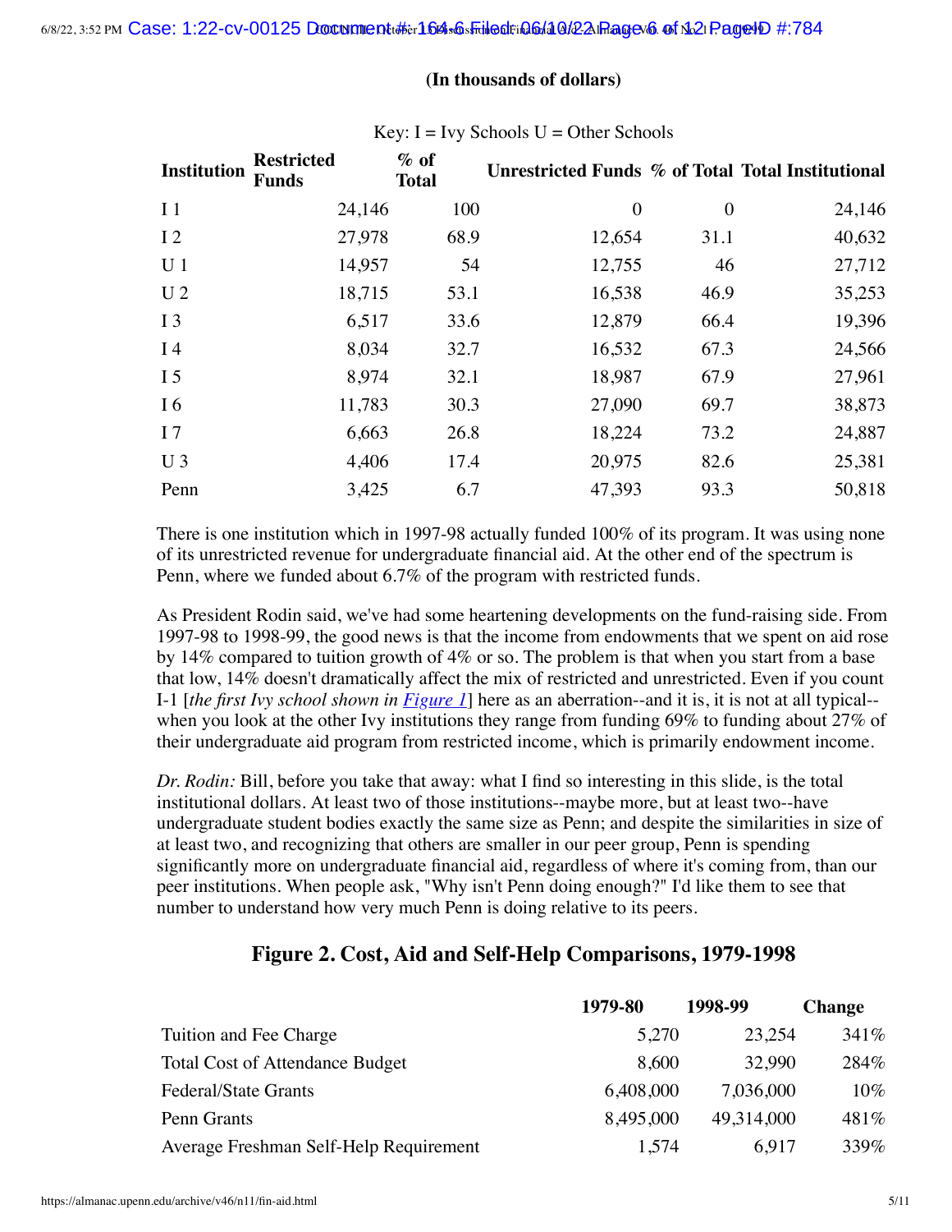**(In thousands of dollars)**

Key: I = Ivy Schools U = Other Schools

| Institution | Restricted Funds | % of Total | Unrestricted Funds | % of Total | Total Institutional |
|---|---|---|---|---|---|
| I 1 | 24,146 | 100 | 0 | 0 | 24,146 |
| I 2 | 27,978 | 68.9 | 12,654 | 31.1 | 40,632 |
| U 1 | 14,957 | 54 | 12,755 | 46 | 27,712 |
| U 2 | 18,715 | 53.1 | 16,538 | 46.9 | 35,253 |
| I 3 | 6,517 | 33.6 | 12,879 | 66.4 | 19,396 |
| I 4 | 8,034 | 32.7 | 16,532 | 67.3 | 24,566 |
| I 5 | 8,974 | 32.1 | 18,987 | 67.9 | 27,961 |
| I 6 | 11,783 | 30.3 | 27,090 | 69.7 | 38,873 |
| I 7 | 6,663 | 26.8 | 18,224 | 73.2 | 24,887 |
| U 3 | 4,406 | 17.4 | 20,975 | 82.6 | 25,381 |
| Penn | 3,425 | 6.7 | 47,393 | 93.3 | 50,818 |

There is one institution which in 1997-98 actually funded 100% of its program. It was using none of its unrestricted revenue for undergraduate financial aid. At the other end of the spectrum is Penn, where we funded about 6.7% of the program with restricted funds.

As President Rodin said, we've had some heartening developments on the fund-raising side. From 1997-98 to 1998-99, the good news is that the income from endowments that we spent on aid rose by 14% compared to tuition growth of 4% or so. The problem is that when you start from a base that low, 14% doesn't dramatically affect the mix of restricted and unrestricted. Even if you count I-1 [*the first Ivy school shown in Figure 1*] here as an aberration--and it is, it is not at all typical--when you look at the other Ivy institutions they range from funding 69% to funding about 27% of their undergraduate aid program from restricted income, which is primarily endowment income.

*Dr. Rodin:* Bill, before you take that away: what I find so interesting in this slide, is the total institutional dollars. At least two of those institutions--maybe more, but at least two--have undergraduate student bodies exactly the same size as Penn; and despite the similarities in size of at least two, and recognizing that others are smaller in our peer group, Penn is spending significantly more on undergraduate financial aid, regardless of where it's coming from, than our peer institutions. When people ask, "Why isn't Penn doing enough?" I'd like them to see that number to understand how very much Penn is doing relative to its peers.

## Figure 2. Cost, Aid and Self-Help Comparisons, 1979-1998

| | 1979-80 | 1998-99 | Change |
|---|---|---|---|
| Tuition and Fee Charge | 5,270 | 23,254 | 341% |
| Total Cost of Attendance Budget | 8,600 | 32,990 | 284% |
| Federal/State Grants | 6,408,000 | 7,036,000 | 10% |
| Penn Grants | 8,495,000 | 49,314,000 | 481% |
| Average Freshman Self-Help Requirement | 1,574 | 6,917 | 339% |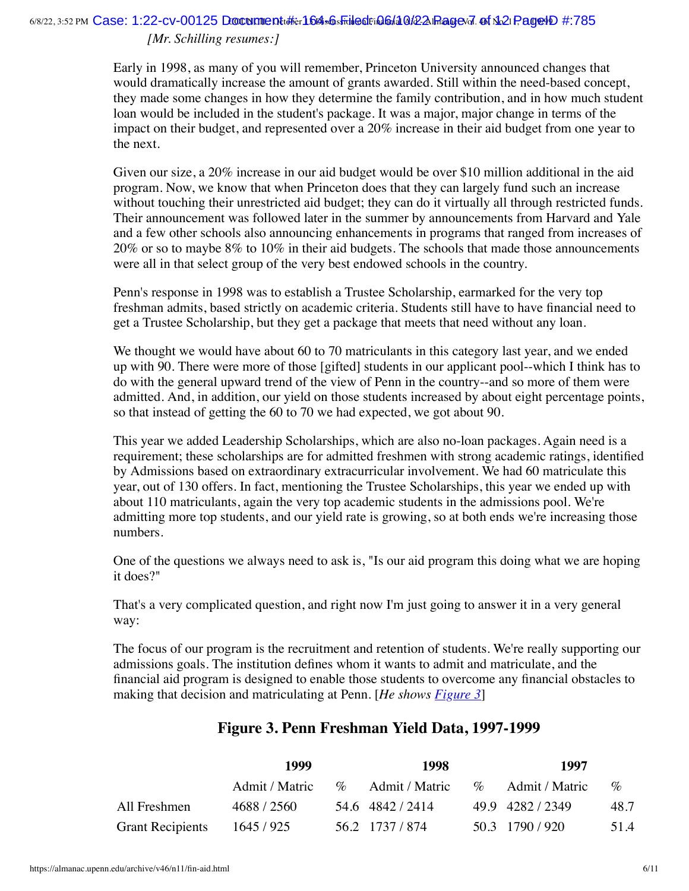*[Mr. Schilling resumes:]*

Early in 1998, as many of you will remember, Princeton University announced changes that would dramatically increase the amount of grants awarded. Still within the need-based concept, they made some changes in how they determine the family contribution, and in how much student loan would be included in the student's package. It was a major, major change in terms of the impact on their budget, and represented over a 20% increase in their aid budget from one year to the next.

Given our size, a 20% increase in our aid budget would be over $10 million additional in the aid program. Now, we know that when Princeton does that they can largely fund such an increase without touching their unrestricted aid budget; they can do it virtually all through restricted funds. Their announcement was followed later in the summer by announcements from Harvard and Yale and a few other schools also announcing enhancements in programs that ranged from increases of 20% or so to maybe 8% to 10% in their aid budgets. The schools that made those announcements were all in that select group of the very best endowed schools in the country.

Penn's response in 1998 was to establish a Trustee Scholarship, earmarked for the very top freshman admits, based strictly on academic criteria. Students still have to have financial need to get a Trustee Scholarship, but they get a package that meets that need without any loan.

We thought we would have about 60 to 70 matriculants in this category last year, and we ended up with 90. There were more of those [gifted] students in our applicant pool--which I think has to do with the general upward trend of the view of Penn in the country--and so more of them were admitted. And, in addition, our yield on those students increased by about eight percentage points, so that instead of getting the 60 to 70 we had expected, we got about 90.

This year we added Leadership Scholarships, which are also no-loan packages. Again need is a requirement; these scholarships are for admitted freshmen with strong academic ratings, identified by Admissions based on extraordinary extracurricular involvement. We had 60 matriculate this year, out of 130 offers. In fact, mentioning the Trustee Scholarships, this year we ended up with about 110 matriculants, again the very top academic students in the admissions pool. We're admitting more top students, and our yield rate is growing, so at both ends we're increasing those numbers.

One of the questions we always need to ask is, "Is our aid program this doing what we are hoping it does?"

That's a very complicated question, and right now I'm just going to answer it in a very general way:

The focus of our program is the recruitment and retention of students. We're really supporting our admissions goals. The institution defines whom it wants to admit and matriculate, and the financial aid program is designed to enable those students to overcome any financial obstacles to making that decision and matriculating at Penn. [*He shows Figure 3*]

## Figure 3. Penn Freshman Yield Data, 1997-1999

| | 1999 | | 1998 | | 1997 | |
|---|---|---|---|---|---|---|
| | Admit / Matric | % | Admit / Matric | % | Admit / Matric | % |
| All Freshmen | 4688 / 2560 | 54.6 | 4842 / 2414 | 49.9 | 4282 / 2349 | 48.7 |
| Grant Recipients | 1645 / 925 | 56.2 | 1737 / 874 | 50.3 | 1790 / 920 | 51.4 |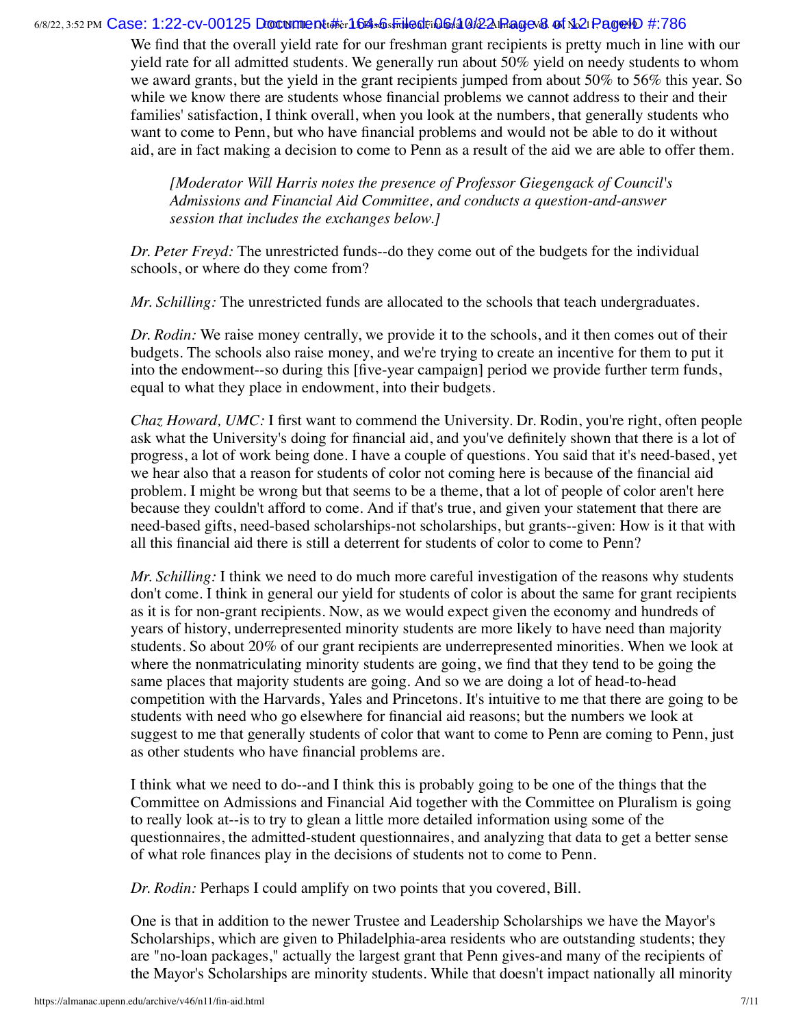We find that the overall yield rate for our freshman grant recipients is pretty much in line with our yield rate for all admitted students. We generally run about 50% yield on needy students to whom we award grants, but the yield in the grant recipients jumped from about 50% to 56% this year. So while we know there are students whose financial problems we cannot address to their and their families' satisfaction, I think overall, when you look at the numbers, that generally students who want to come to Penn, but who have financial problems and would not be able to do it without aid, are in fact making a decision to come to Penn as a result of the aid we are able to offer them.

> *[Moderator Will Harris notes the presence of Professor Giegengack of Council's Admissions and Financial Aid Committee, and conducts a question-and-answer session that includes the exchanges below.]*

*Dr. Peter Freyd:* The unrestricted funds--do they come out of the budgets for the individual schools, or where do they come from?

*Mr. Schilling:* The unrestricted funds are allocated to the schools that teach undergraduates.

*Dr. Rodin:* We raise money centrally, we provide it to the schools, and it then comes out of their budgets. The schools also raise money, and we're trying to create an incentive for them to put it into the endowment--so during this [five-year campaign] period we provide further term funds, equal to what they place in endowment, into their budgets.

*Chaz Howard, UMC:* I first want to commend the University. Dr. Rodin, you're right, often people ask what the University's doing for financial aid, and you've definitely shown that there is a lot of progress, a lot of work being done. I have a couple of questions. You said that it's need-based, yet we hear also that a reason for students of color not coming here is because of the financial aid problem. I might be wrong but that seems to be a theme, that a lot of people of color aren't here because they couldn't afford to come. And if that's true, and given your statement that there are need-based gifts, need-based scholarships-not scholarships, but grants--given: How is it that with all this financial aid there is still a deterrent for students of color to come to Penn?

*Mr. Schilling:* I think we need to do much more careful investigation of the reasons why students don't come. I think in general our yield for students of color is about the same for grant recipients as it is for non-grant recipients. Now, as we would expect given the economy and hundreds of years of history, underrepresented minority students are more likely to have need than majority students. So about 20% of our grant recipients are underrepresented minorities. When we look at where the nonmatriculating minority students are going, we find that they tend to be going the same places that majority students are going. And so we are doing a lot of head-to-head competition with the Harvards, Yales and Princetons. It's intuitive to me that there are going to be students with need who go elsewhere for financial aid reasons; but the numbers we look at suggest to me that generally students of color that want to come to Penn are coming to Penn, just as other students who have financial problems are.

I think what we need to do--and I think this is probably going to be one of the things that the Committee on Admissions and Financial Aid together with the Committee on Pluralism is going to really look at--is to try to glean a little more detailed information using some of the questionnaires, the admitted-student questionnaires, and analyzing that data to get a better sense of what role finances play in the decisions of students not to come to Penn.

*Dr. Rodin:* Perhaps I could amplify on two points that you covered, Bill.

One is that in addition to the newer Trustee and Leadership Scholarships we have the Mayor's Scholarships, which are given to Philadelphia-area residents who are outstanding students; they are "no-loan packages," actually the largest grant that Penn gives-and many of the recipients of the Mayor's Scholarships are minority students. While that doesn't impact nationally all minority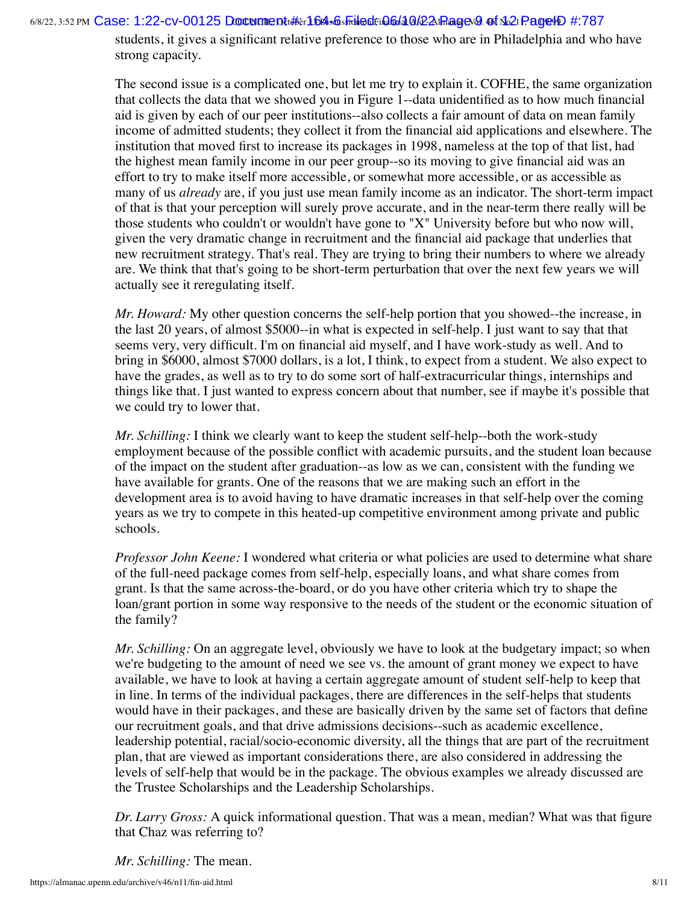students, it gives a significant relative preference to those who are in Philadelphia and who have strong capacity.

The second issue is a complicated one, but let me try to explain it. COFHE, the same organization that collects the data that we showed you in Figure 1--data unidentified as to how much financial aid is given by each of our peer institutions--also collects a fair amount of data on mean family income of admitted students; they collect it from the financial aid applications and elsewhere. The institution that moved first to increase its packages in 1998, nameless at the top of that list, had the highest mean family income in our peer group--so its moving to give financial aid was an effort to try to make itself more accessible, or somewhat more accessible, or as accessible as many of us *already* are, if you just use mean family income as an indicator. The short-term impact of that is that your perception will surely prove accurate, and in the near-term there really will be those students who couldn't or wouldn't have gone to "X" University before but who now will, given the very dramatic change in recruitment and the financial aid package that underlies that new recruitment strategy. That's real. They are trying to bring their numbers to where we already are. We think that that's going to be short-term perturbation that over the next few years we will actually see it reregulating itself.

*Mr. Howard:* My other question concerns the self-help portion that you showed--the increase, in the last 20 years, of almost $5000--in what is expected in self-help. I just want to say that that seems very, very difficult. I'm on financial aid myself, and I have work-study as well. And to bring in $6000, almost $7000 dollars, is a lot, I think, to expect from a student. We also expect to have the grades, as well as to try to do some sort of half-extracurricular things, internships and things like that. I just wanted to express concern about that number, see if maybe it's possible that we could try to lower that.

*Mr. Schilling:* I think we clearly want to keep the student self-help--both the work-study employment because of the possible conflict with academic pursuits, and the student loan because of the impact on the student after graduation--as low as we can, consistent with the funding we have available for grants. One of the reasons that we are making such an effort in the development area is to avoid having to have dramatic increases in that self-help over the coming years as we try to compete in this heated-up competitive environment among private and public schools.

*Professor John Keene:* I wondered what criteria or what policies are used to determine what share of the full-need package comes from self-help, especially loans, and what share comes from grant. Is that the same across-the-board, or do you have other criteria which try to shape the loan/grant portion in some way responsive to the needs of the student or the economic situation of the family?

*Mr. Schilling:* On an aggregate level, obviously we have to look at the budgetary impact; so when we're budgeting to the amount of need we see vs. the amount of grant money we expect to have available, we have to look at having a certain aggregate amount of student self-help to keep that in line. In terms of the individual packages, there are differences in the self-helps that students would have in their packages, and these are basically driven by the same set of factors that define our recruitment goals, and that drive admissions decisions--such as academic excellence, leadership potential, racial/socio-economic diversity, all the things that are part of the recruitment plan, that are viewed as important considerations there, are also considered in addressing the levels of self-help that would be in the package. The obvious examples we already discussed are the Trustee Scholarships and the Leadership Scholarships.

*Dr. Larry Gross:* A quick informational question. That was a mean, median? What was that figure that Chaz was referring to?

*Mr. Schilling:* The mean.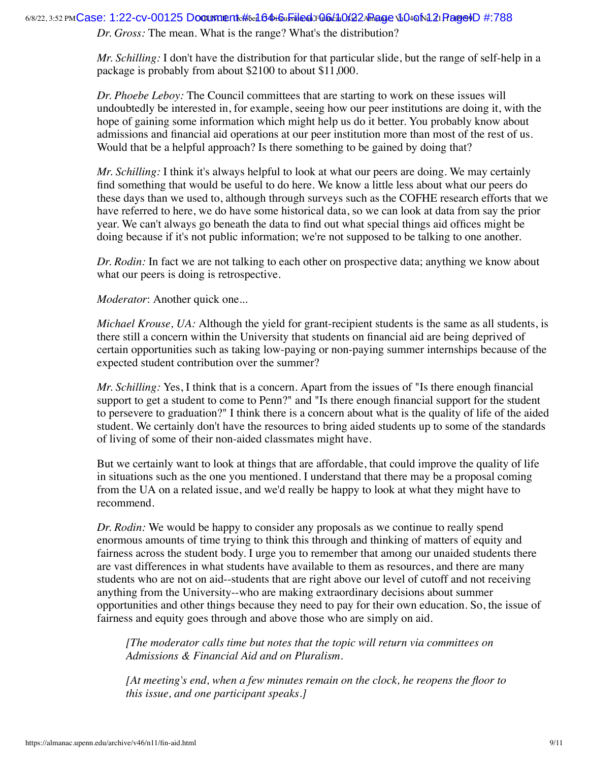*Dr. Gross:* The mean. What is the range? What's the distribution?

*Mr. Schilling:* I don't have the distribution for that particular slide, but the range of self-help in a package is probably from about $2100 to about $11,000.

*Dr. Phoebe Leboy:* The Council committees that are starting to work on these issues will undoubtedly be interested in, for example, seeing how our peer institutions are doing it, with the hope of gaining some information which might help us do it better. You probably know about admissions and financial aid operations at our peer institution more than most of the rest of us. Would that be a helpful approach? Is there something to be gained by doing that?

*Mr. Schilling:* I think it's always helpful to look at what our peers are doing. We may certainly find something that would be useful to do here. We know a little less about what our peers do these days than we used to, although through surveys such as the COFHE research efforts that we have referred to here, we do have some historical data, so we can look at data from say the prior year. We can't always go beneath the data to find out what special things aid offices might be doing because if it's not public information; we're not supposed to be talking to one another.

*Dr. Rodin:* In fact we are not talking to each other on prospective data; anything we know about what our peers is doing is retrospective.

*Moderator*: Another quick one...

*Michael Krouse, UA:* Although the yield for grant-recipient students is the same as all students, is there still a concern within the University that students on financial aid are being deprived of certain opportunities such as taking low-paying or non-paying summer internships because of the expected student contribution over the summer?

*Mr. Schilling:* Yes, I think that is a concern. Apart from the issues of "Is there enough financial support to get a student to come to Penn?" and "Is there enough financial support for the student to persevere to graduation?" I think there is a concern about what is the quality of life of the aided student. We certainly don't have the resources to bring aided students up to some of the standards of living of some of their non-aided classmates might have.

But we certainly want to look at things that are affordable, that could improve the quality of life in situations such as the one you mentioned. I understand that there may be a proposal coming from the UA on a related issue, and we'd really be happy to look at what they might have to recommend.

*Dr. Rodin:* We would be happy to consider any proposals as we continue to really spend enormous amounts of time trying to think this through and thinking of matters of equity and fairness across the student body. I urge you to remember that among our unaided students there are vast differences in what students have available to them as resources, and there are many students who are not on aid--students that are right above our level of cutoff and not receiving anything from the University--who are making extraordinary decisions about summer opportunities and other things because they need to pay for their own education. So, the issue of fairness and equity goes through and above those who are simply on aid.

> *[The moderator calls time but notes that the topic will return via committees on Admissions & Financial Aid and on Pluralism.*
>
> *[At meeting's end, when a few minutes remain on the clock, he reopens the floor to this issue, and one participant speaks.]*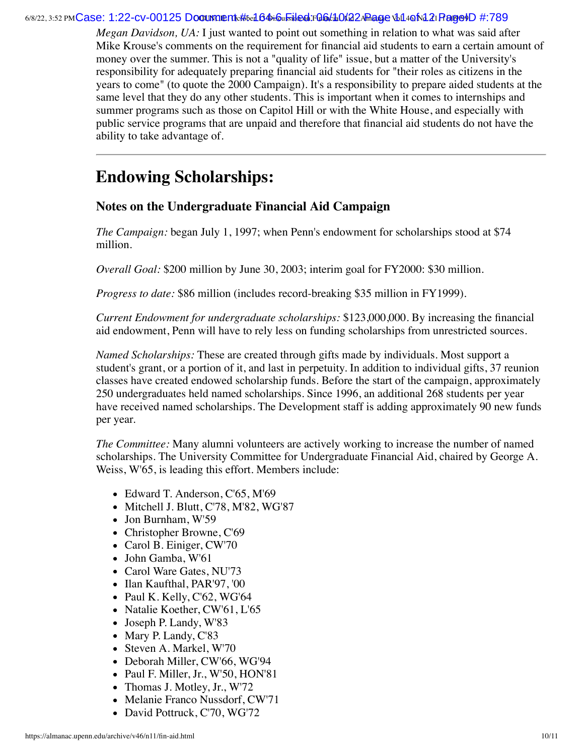*Megan Davidson, UA:* I just wanted to point out something in relation to what was said after Mike Krouse's comments on the requirement for financial aid students to earn a certain amount of money over the summer. This is not a "quality of life" issue, but a matter of the University's responsibility for adequately preparing financial aid students for "their roles as citizens in the years to come" (to quote the 2000 Campaign). It's a responsibility to prepare aided students at the same level that they do any other students. This is important when it comes to internships and summer programs such as those on Capitol Hill or with the White House, and especially with public service programs that are unpaid and therefore that financial aid students do not have the ability to take advantage of.

---

## Endowing Scholarships:

### Notes on the Undergraduate Financial Aid Campaign

*The Campaign:* began July 1, 1997; when Penn's endowment for scholarships stood at $74 million.

*Overall Goal:* $200 million by June 30, 2003; interim goal for FY2000: $30 million.

*Progress to date:* $86 million (includes record-breaking $35 million in FY1999).

*Current Endowment for undergraduate scholarships:* $123,000,000. By increasing the financial aid endowment, Penn will have to rely less on funding scholarships from unrestricted sources.

*Named Scholarships:* These are created through gifts made by individuals. Most support a student's grant, or a portion of it, and last in perpetuity. In addition to individual gifts, 37 reunion classes have created endowed scholarship funds. Before the start of the campaign, approximately 250 undergraduates held named scholarships. Since 1996, an additional 268 students per year have received named scholarships. The Development staff is adding approximately 90 new funds per year.

*The Committee:* Many alumni volunteers are actively working to increase the number of named scholarships. The University Committee for Undergraduate Financial Aid, chaired by George A. Weiss, W'65, is leading this effort. Members include:

- Edward T. Anderson, C'65, M'69
- Mitchell J. Blutt, C'78, M'82, WG'87
- Jon Burnham, W'59
- Christopher Browne, C'69
- Carol B. Einiger, CW'70
- John Gamba, W'61
- Carol Ware Gates, NU'73
- Ilan Kaufthal, PAR'97, '00
- Paul K. Kelly, C'62, WG'64
- Natalie Koether, CW'61, L'65
- Joseph P. Landy, W'83
- Mary P. Landy, C'83
- Steven A. Markel, W'70
- Deborah Miller, CW'66, WG'94
- Paul F. Miller, Jr., W'50, HON'81
- Thomas J. Motley, Jr., W'72
- Melanie Franco Nussdorf, CW'71
- David Pottruck, C'70, WG'72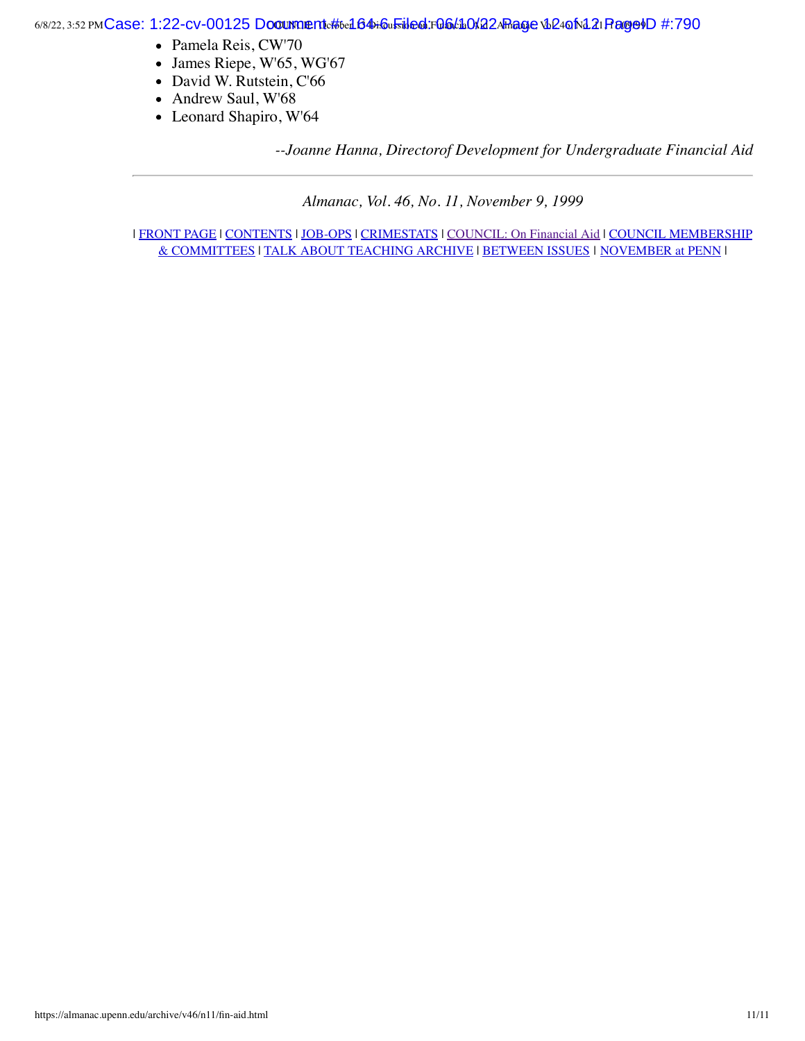- Pamela Reis, CW'70
- James Riepe, W'65, WG'67
- David W. Rutstein, C'66
- Andrew Saul, W'68
- Leonard Shapiro, W'64

*--Joanne Hanna, Directorof Development for Undergraduate Financial Aid*

---

*Almanac, Vol. 46, No. 11, November 9, 1999*

| FRONT PAGE | CONTENTS | JOB-OPS | CRIMESTATS | COUNCIL: On Financial Aid | COUNCIL MEMBERSHIP & COMMITTEES | TALK ABOUT TEACHING ARCHIVE | BETWEEN ISSUES | NOVEMBER at PENN |